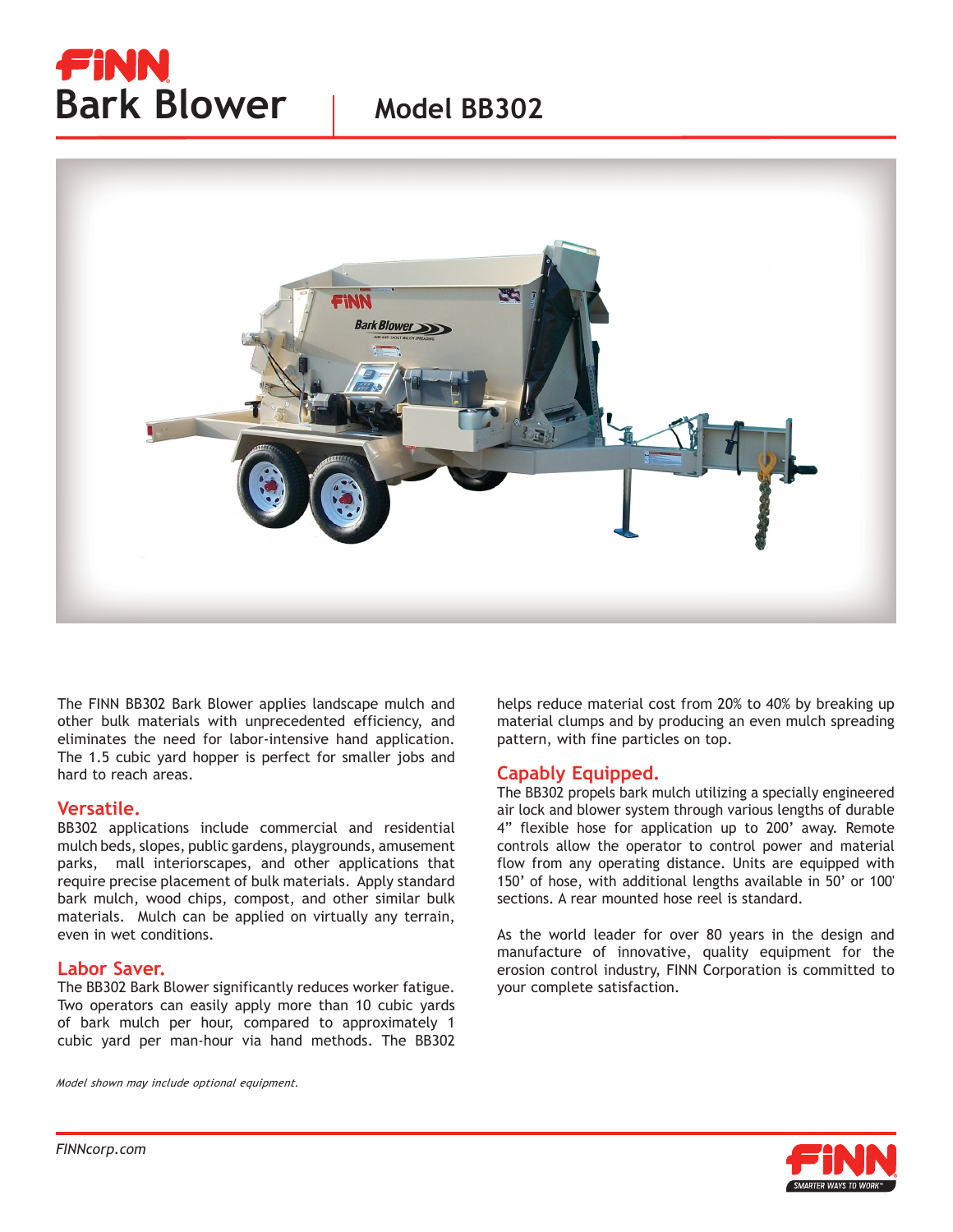# FINN Bark Blower

## Model BB302

The FINN BB302 Bark Blower applies landscape mulch and other bulk materials with unprecedented efficiency, and eliminates the need for labor-intensive hand application. The 1.5 cubic yard hopper is perfect for smaller jobs and hard to reach areas.

### Versatile.

BB302 applications include commercial and residential mulch beds, slopes, public gardens, playgrounds, amusement parks, mall interiorscapes, and other applications that require precise placement of bulk materials. Apply standard bark mulch, wood chips, compost, and other similar bulk materials. Mulch can be applied on virtually any terrain, even in wet conditions.

### Labor Saver.

The BB302 Bark Blower significantly reduces worker fatigue. Two operators can easily apply more than 10 cubic yards of bark mulch per hour, compared to approximately 1 cubic yard per man-hour via hand methods. The BB302 helps reduce material cost from 20% to 40% by breaking up material clumps and by producing an even mulch spreading pattern, with fine particles on top.

### Capably Equipped.

The BB302 propels bark mulch utilizing a specially engineered air lock and blower system through various lengths of durable 4" flexible hose for application up to 200' away. Remote controls allow the operator to control power and material flow from any operating distance. Units are equipped with 150' of hose, with additional lengths available in 50' or 100' sections. A rear mounted hose reel is standard.

As the world leader for over 80 years in the design and manufacture of innovative, quality equipment for the erosion control industry, FINN Corporation is committed to your complete satisfaction.

*Model shown may include optional equipment.*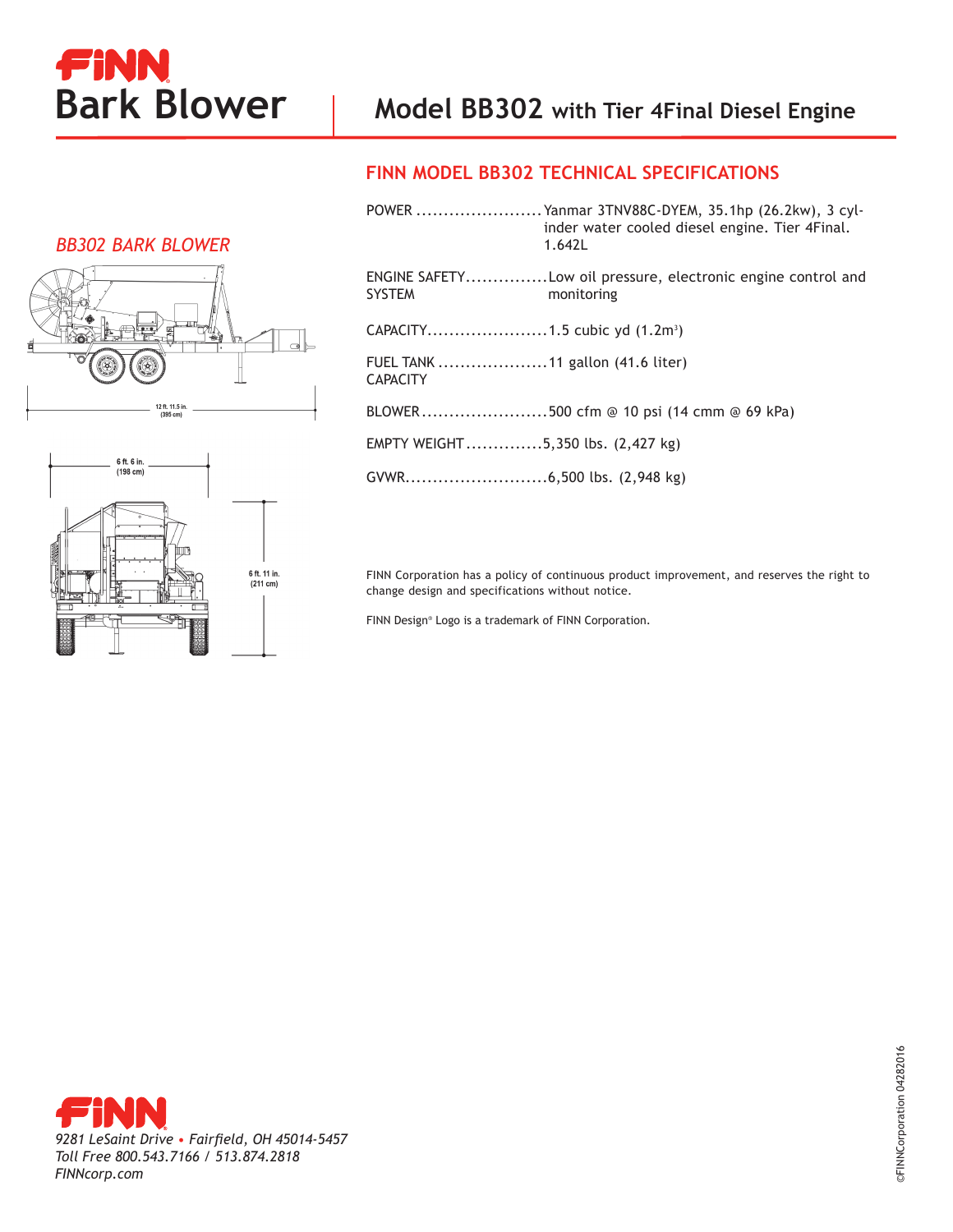# FINN Bark Blower

## Model BB302 with Tier 4Final Diesel Engine

*BB302 BARK BLOWER*

12 ft. 11.5 in.
(395 cm)

6 ft. 6 in.
(198 cm)

6 ft. 11 in.
(211 cm)

## FINN MODEL BB302 TECHNICAL SPECIFICATIONS

| | |
|---|---|
| POWER | Yanmar 3TNV88C-DYEM, 35.1hp (26.2kw), 3 cylinder water cooled diesel engine. Tier 4Final. 1.642L |
| ENGINE SAFETY SYSTEM | Low oil pressure, electronic engine control and monitoring |
| CAPACITY | 1.5 cubic yd (1.2m$^3$) |
| FUEL TANK CAPACITY | 11 gallon (41.6 liter) |
| BLOWER | 500 cfm @ 10 psi (14 cmm @ 69 kPa) |
| EMPTY WEIGHT | 5,350 lbs. (2,427 kg) |
| GVWR | 6,500 lbs. (2,948 kg) |

FINN Corporation has a policy of continuous product improvement, and reserves the right to change design and specifications without notice.

FINN Design® Logo is a trademark of FINN Corporation.

FINN

*9281 LeSaint Drive • Fairfield, OH 45014-5457*
*Toll Free 800.543.7166 / 513.874.2818*
*FINNcorp.com*

©FINNCorporation 04282016